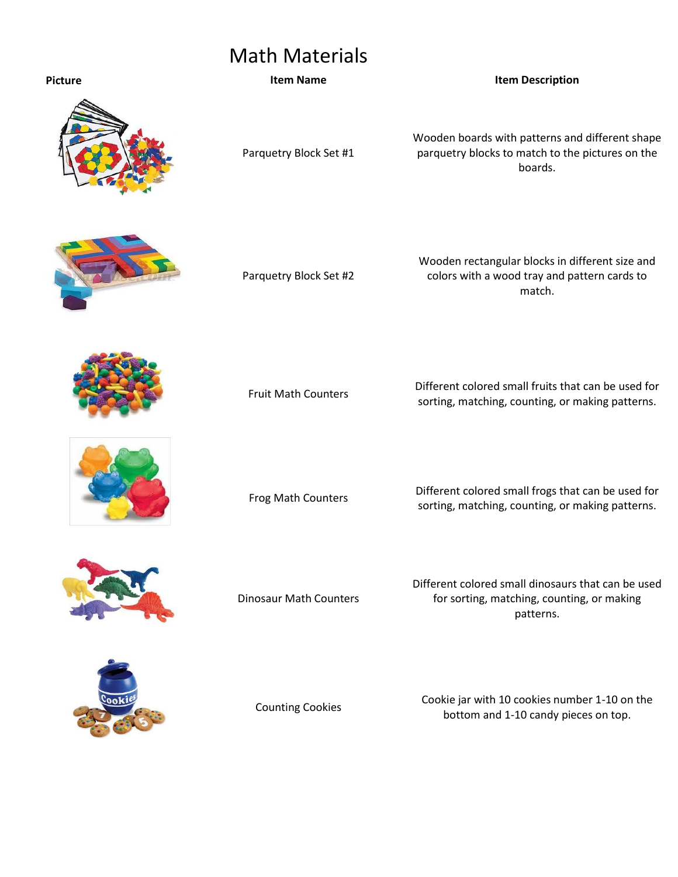# Math Materials

| Picture | Item Name | Item Description |
|---|---|---|
| | Parquetry Block Set #1 | Wooden boards with patterns and different shape parquetry blocks to match to the pictures on the boards. |
| | Parquetry Block Set #2 | Wooden rectangular blocks in different size and colors with a wood tray and pattern cards to match. |
| | Fruit Math Counters | Different colored small fruits that can be used for sorting, matching, counting, or making patterns. |
| | Frog Math Counters | Different colored small frogs that can be used for sorting, matching, counting, or making patterns. |
| | Dinosaur Math Counters | Different colored small dinosaurs that can be used for sorting, matching, counting, or making patterns. |
| | Counting Cookies | Cookie jar with 10 cookies number 1-10 on the bottom and 1-10 candy pieces on top. |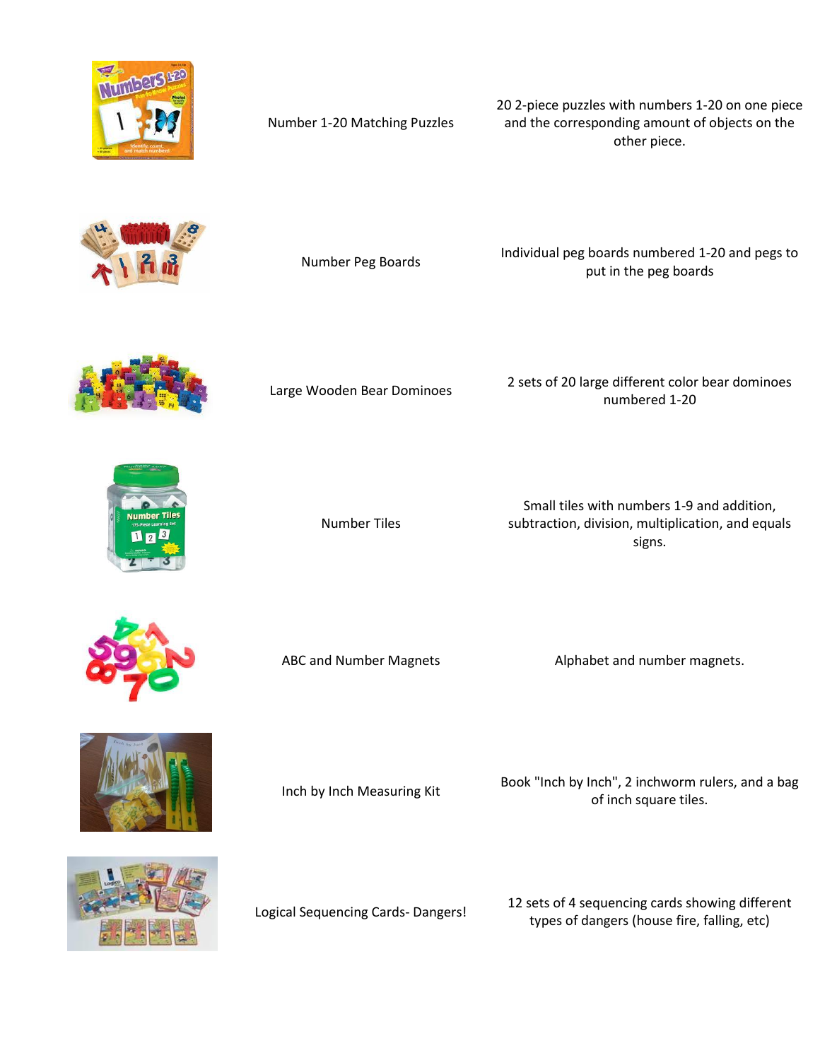| | | |
|---|---|---|
| | Number 1-20 Matching Puzzles | 20 2-piece puzzles with numbers 1-20 on one piece and the corresponding amount of objects on the other piece. |
| | Number Peg Boards | Individual peg boards numbered 1-20 and pegs to put in the peg boards |
| | Large Wooden Bear Dominoes | 2 sets of 20 large different color bear dominoes numbered 1-20 |
| | Number Tiles | Small tiles with numbers 1-9 and addition, subtraction, division, multiplication, and equals signs. |
| | ABC and Number Magnets | Alphabet and number magnets. |
| | Inch by Inch Measuring Kit | Book "Inch by Inch", 2 inchworm rulers, and a bag of inch square tiles. |
| | Logical Sequencing Cards- Dangers! | 12 sets of 4 sequencing cards showing different types of dangers (house fire, falling, etc) |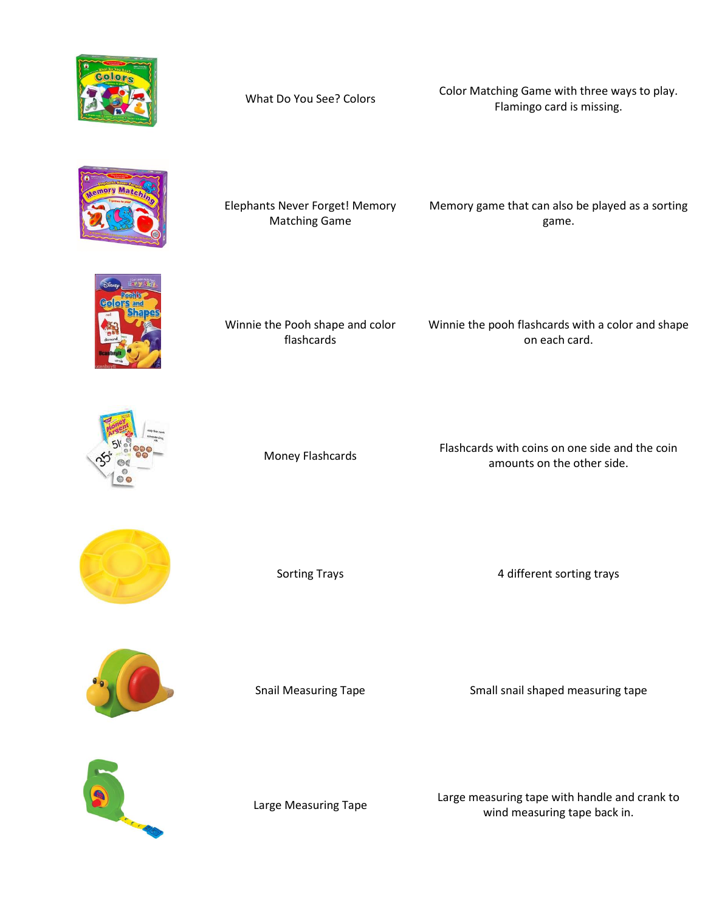| | | |
|---|---|---|
| | What Do You See? Colors | Color Matching Game with three ways to play. Flamingo card is missing. |
| | Elephants Never Forget! Memory Matching Game | Memory game that can also be played as a sorting game. |
| | Winnie the Pooh shape and color flashcards | Winnie the pooh flashcards with a color and shape on each card. |
| | Money Flashcards | Flashcards with coins on one side and the coin amounts on the other side. |
| | Sorting Trays | 4 different sorting trays |
| | Snail Measuring Tape | Small snail shaped measuring tape |
| | Large Measuring Tape | Large measuring tape with handle and crank to wind measuring tape back in. |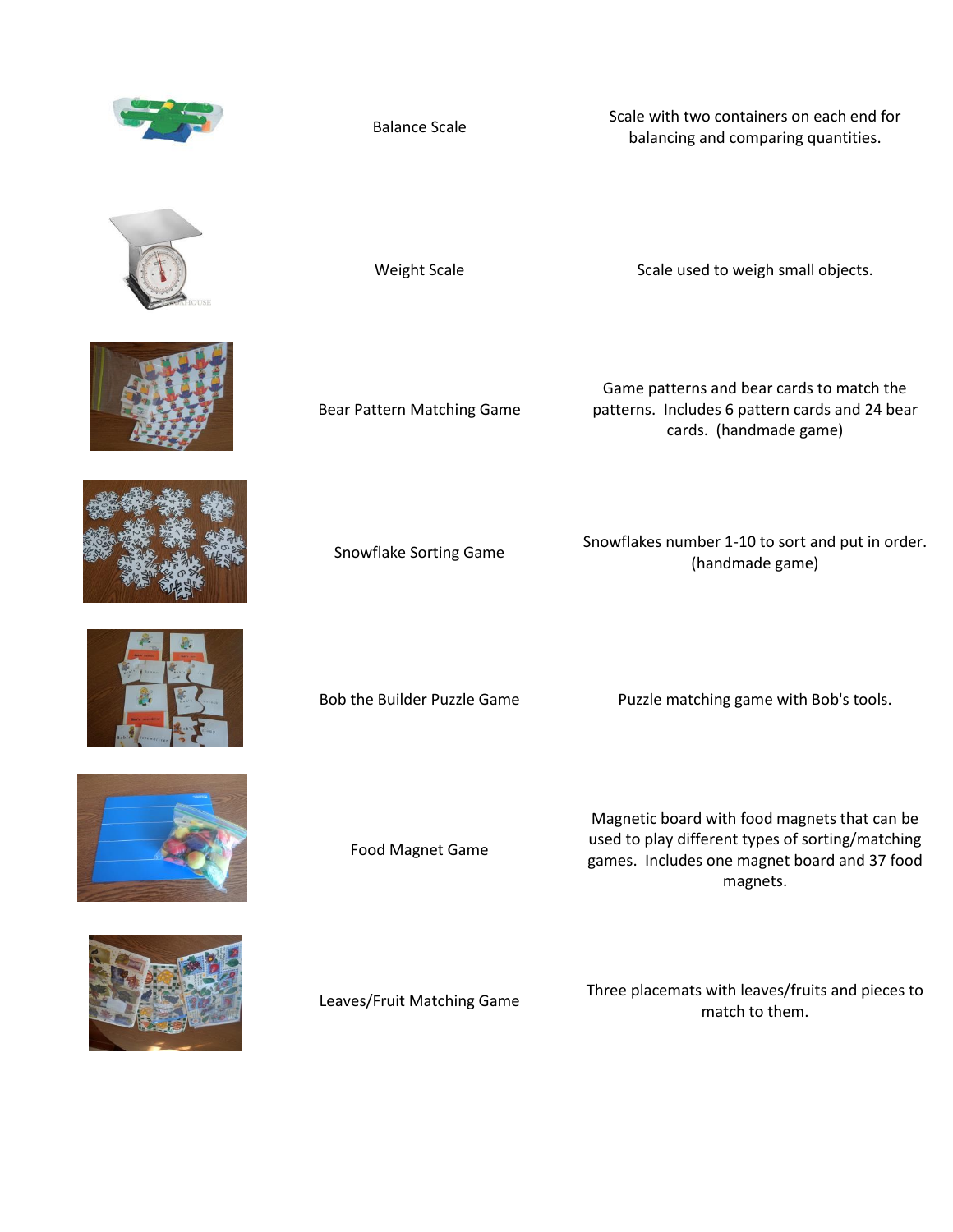| | | |
|---|---|---|
| | Balance Scale | Scale with two containers on each end for balancing and comparing quantities. |
| | Weight Scale | Scale used to weigh small objects. |
| | Bear Pattern Matching Game | Game patterns and bear cards to match the patterns. Includes 6 pattern cards and 24 bear cards. (handmade game) |
| | Snowflake Sorting Game | Snowflakes number 1-10 to sort and put in order. (handmade game) |
| | Bob the Builder Puzzle Game | Puzzle matching game with Bob's tools. |
| | Food Magnet Game | Magnetic board with food magnets that can be used to play different types of sorting/matching games. Includes one magnet board and 37 food magnets. |
| | Leaves/Fruit Matching Game | Three placemats with leaves/fruits and pieces to match to them. |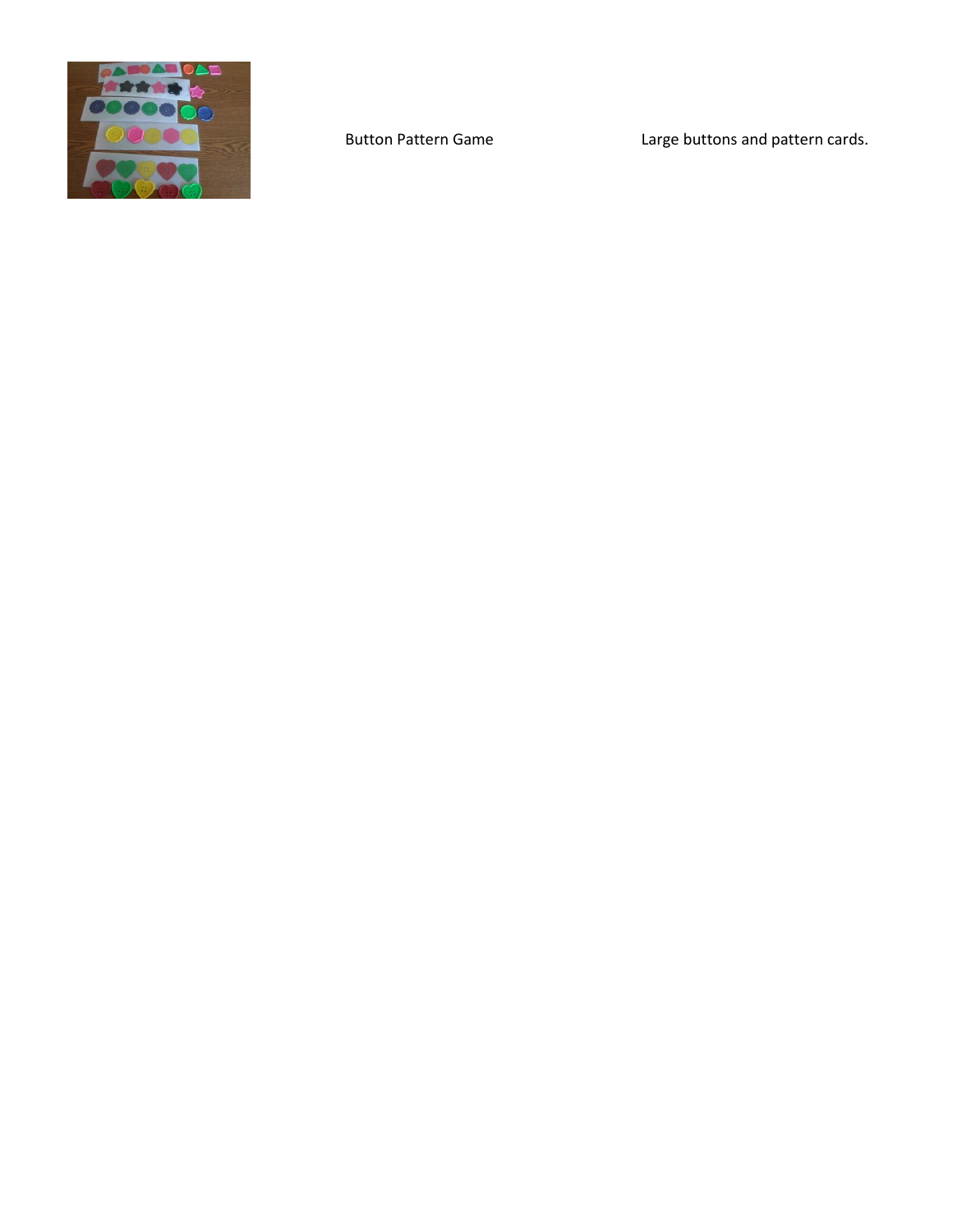Button Pattern Game

Large buttons and pattern cards.